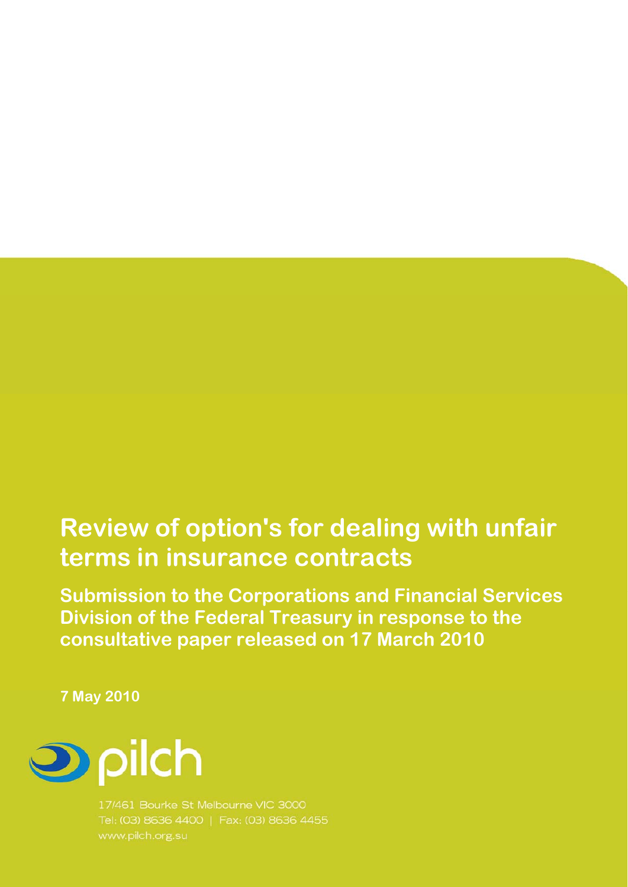# Review of option's for dealing with unfair terms in insurance contracts

## Submission to the Corporations and Financial Services Division of the Federal Treasury in response to the consultative paper released on 17 March 2010

**7 May 2010**

pilch

17/461 Bourke St Melbourne VIC 3000
Tel: (03) 8636 4400 | Fax: (03) 8636 4455
www.pilch.org.su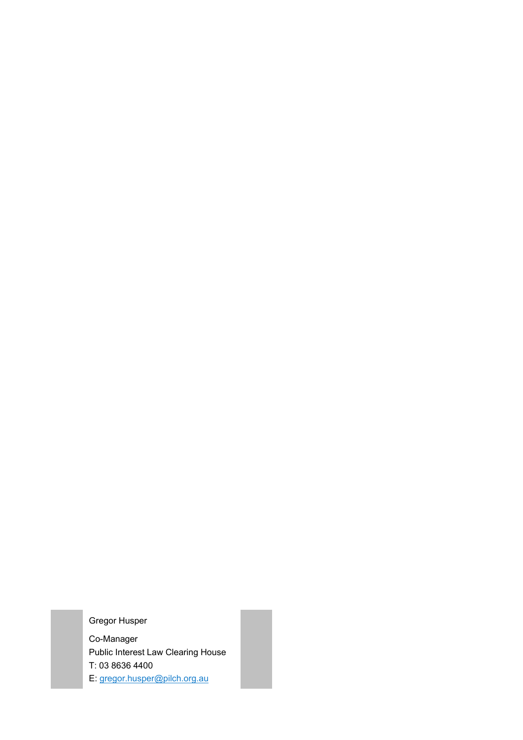Gregor Husper

Co-Manager
Public Interest Law Clearing House
T: 03 8636 4400
E: gregor.husper@pilch.org.au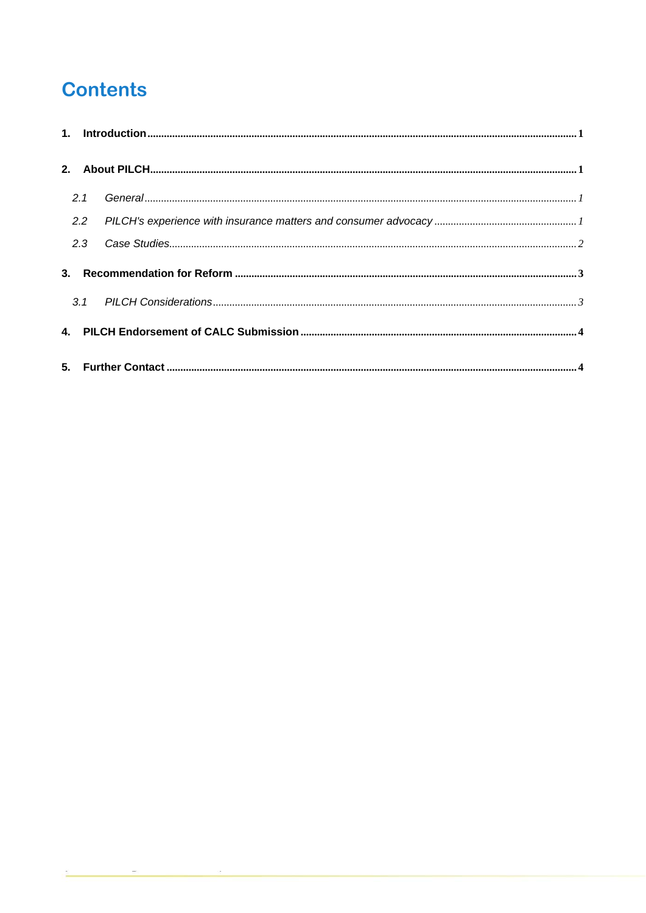# Contents

1. **Introduction** ..... 1

2. **About PILCH** ..... 1

   2.1 *General* ..... 1

   2.2 *PILCH's experience with insurance matters and consumer advocacy* ..... 1

   2.3 *Case Studies* ..... 2

3. **Recommendation for Reform** ..... 3

   3.1 *PILCH Considerations* ..... 3

4. **PILCH Endorsement of CALC Submission** ..... 4

5. **Further Contact** ..... 4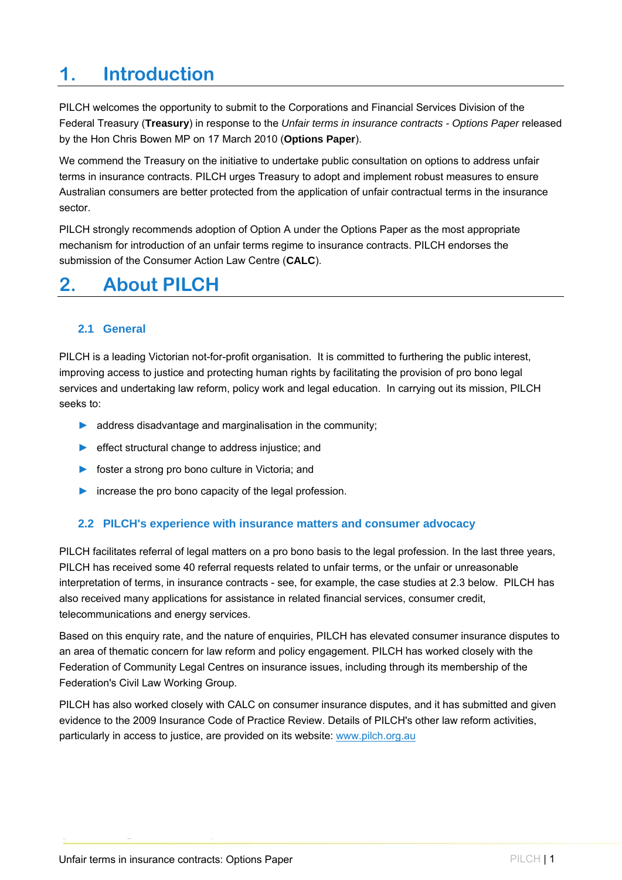# 1. Introduction

PILCH welcomes the opportunity to submit to the Corporations and Financial Services Division of the Federal Treasury (**Treasury**) in response to the *Unfair terms in insurance contracts - Options Paper* released by the Hon Chris Bowen MP on 17 March 2010 (**Options Paper**).

We commend the Treasury on the initiative to undertake public consultation on options to address unfair terms in insurance contracts. PILCH urges Treasury to adopt and implement robust measures to ensure Australian consumers are better protected from the application of unfair contractual terms in the insurance sector.

PILCH strongly recommends adoption of Option A under the Options Paper as the most appropriate mechanism for introduction of an unfair terms regime to insurance contracts. PILCH endorses the submission of the Consumer Action Law Centre (**CALC**).

# 2. About PILCH

## 2.1 General

PILCH is a leading Victorian not-for-profit organisation. It is committed to furthering the public interest, improving access to justice and protecting human rights by facilitating the provision of pro bono legal services and undertaking law reform, policy work and legal education. In carrying out its mission, PILCH seeks to:

- address disadvantage and marginalisation in the community;
- effect structural change to address injustice; and
- foster a strong pro bono culture in Victoria; and
- increase the pro bono capacity of the legal profession.

## 2.2 PILCH's experience with insurance matters and consumer advocacy

PILCH facilitates referral of legal matters on a pro bono basis to the legal profession. In the last three years, PILCH has received some 40 referral requests related to unfair terms, or the unfair or unreasonable interpretation of terms, in insurance contracts - see, for example, the case studies at 2.3 below. PILCH has also received many applications for assistance in related financial services, consumer credit, telecommunications and energy services.

Based on this enquiry rate, and the nature of enquiries, PILCH has elevated consumer insurance disputes to an area of thematic concern for law reform and policy engagement. PILCH has worked closely with the Federation of Community Legal Centres on insurance issues, including through its membership of the Federation's Civil Law Working Group.

PILCH has also worked closely with CALC on consumer insurance disputes, and it has submitted and given evidence to the 2009 Insurance Code of Practice Review. Details of PILCH's other law reform activities, particularly in access to justice, are provided on its website: www.pilch.org.au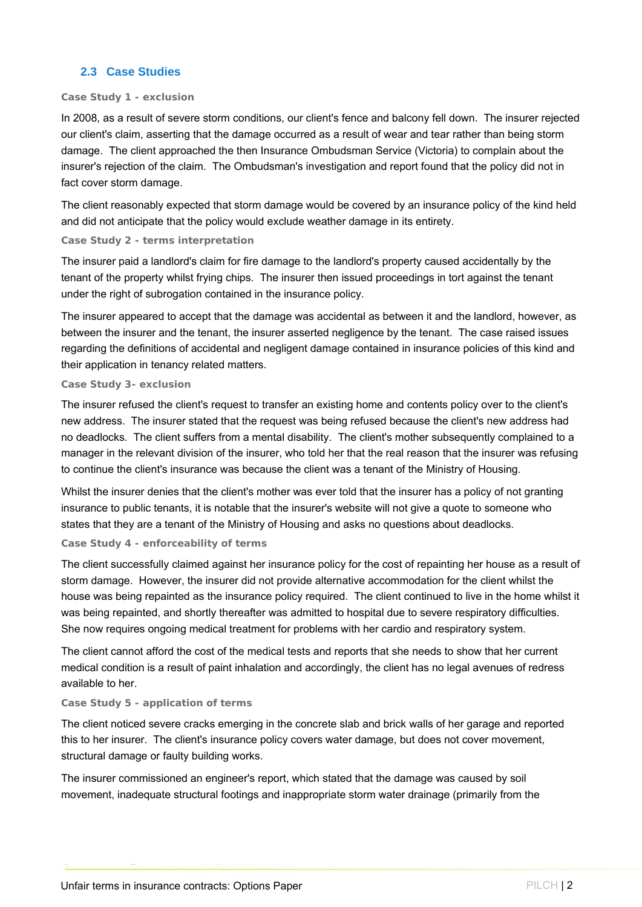## 2.3 Case Studies

#### Case Study 1 - exclusion

In 2008, as a result of severe storm conditions, our client's fence and balcony fell down. The insurer rejected our client's claim, asserting that the damage occurred as a result of wear and tear rather than being storm damage. The client approached the then Insurance Ombudsman Service (Victoria) to complain about the insurer's rejection of the claim. The Ombudsman's investigation and report found that the policy did not in fact cover storm damage.

The client reasonably expected that storm damage would be covered by an insurance policy of the kind held and did not anticipate that the policy would exclude weather damage in its entirety.

#### Case Study 2 - terms interpretation

The insurer paid a landlord's claim for fire damage to the landlord's property caused accidentally by the tenant of the property whilst frying chips. The insurer then issued proceedings in tort against the tenant under the right of subrogation contained in the insurance policy.

The insurer appeared to accept that the damage was accidental as between it and the landlord, however, as between the insurer and the tenant, the insurer asserted negligence by the tenant. The case raised issues regarding the definitions of accidental and negligent damage contained in insurance policies of this kind and their application in tenancy related matters.

#### Case Study 3- exclusion

The insurer refused the client's request to transfer an existing home and contents policy over to the client's new address. The insurer stated that the request was being refused because the client's new address had no deadlocks. The client suffers from a mental disability. The client's mother subsequently complained to a manager in the relevant division of the insurer, who told her that the real reason that the insurer was refusing to continue the client's insurance was because the client was a tenant of the Ministry of Housing.

Whilst the insurer denies that the client's mother was ever told that the insurer has a policy of not granting insurance to public tenants, it is notable that the insurer's website will not give a quote to someone who states that they are a tenant of the Ministry of Housing and asks no questions about deadlocks.

#### Case Study 4 - enforceability of terms

The client successfully claimed against her insurance policy for the cost of repainting her house as a result of storm damage. However, the insurer did not provide alternative accommodation for the client whilst the house was being repainted as the insurance policy required. The client continued to live in the home whilst it was being repainted, and shortly thereafter was admitted to hospital due to severe respiratory difficulties. She now requires ongoing medical treatment for problems with her cardio and respiratory system.

The client cannot afford the cost of the medical tests and reports that she needs to show that her current medical condition is a result of paint inhalation and accordingly, the client has no legal avenues of redress available to her.

#### Case Study 5 - application of terms

The client noticed severe cracks emerging in the concrete slab and brick walls of her garage and reported this to her insurer. The client's insurance policy covers water damage, but does not cover movement, structural damage or faulty building works.

The insurer commissioned an engineer's report, which stated that the damage was caused by soil movement, inadequate structural footings and inappropriate storm water drainage (primarily from the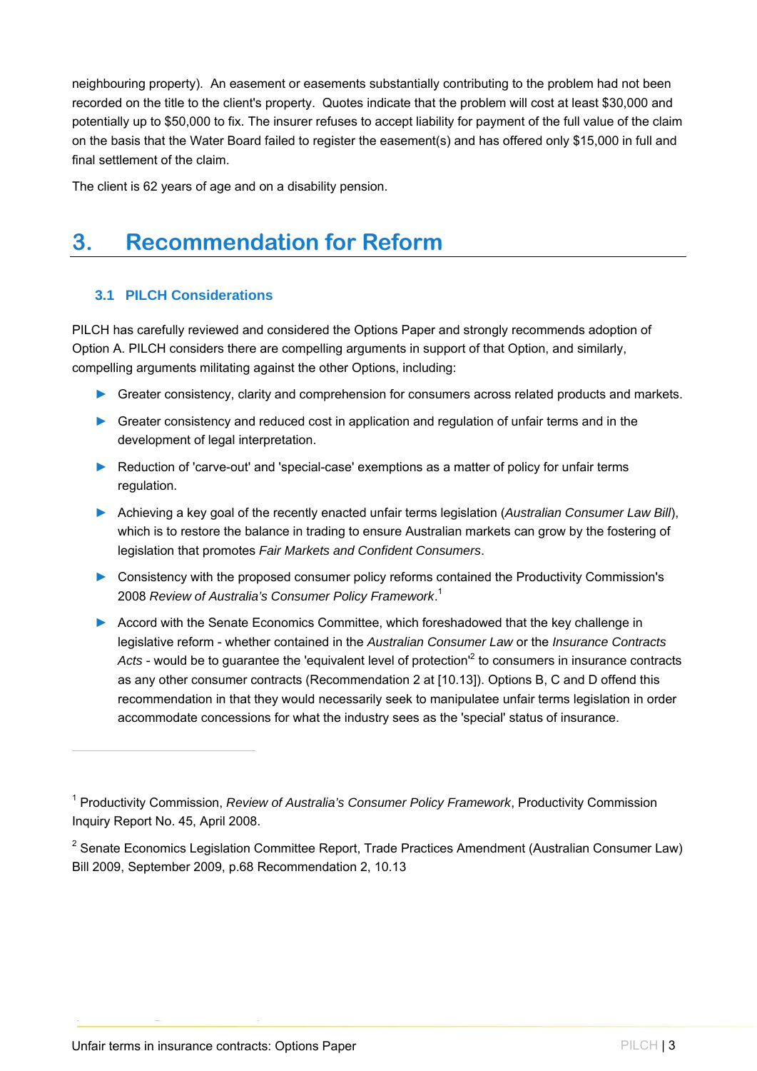neighbouring property). An easement or easements substantially contributing to the problem had not been recorded on the title to the client's property. Quotes indicate that the problem will cost at least $30,000 and potentially up to $50,000 to fix. The insurer refuses to accept liability for payment of the full value of the claim on the basis that the Water Board failed to register the easement(s) and has offered only $15,000 in full and final settlement of the claim.

The client is 62 years of age and on a disability pension.

# 3. Recommendation for Reform

## 3.1 PILCH Considerations

PILCH has carefully reviewed and considered the Options Paper and strongly recommends adoption of Option A. PILCH considers there are compelling arguments in support of that Option, and similarly, compelling arguments militating against the other Options, including:

- Greater consistency, clarity and comprehension for consumers across related products and markets.
- Greater consistency and reduced cost in application and regulation of unfair terms and in the development of legal interpretation.
- Reduction of 'carve-out' and 'special-case' exemptions as a matter of policy for unfair terms regulation.
- Achieving a key goal of the recently enacted unfair terms legislation (*Australian Consumer Law Bill*), which is to restore the balance in trading to ensure Australian markets can grow by the fostering of legislation that promotes *Fair Markets and Confident Consumers*.
- Consistency with the proposed consumer policy reforms contained the Productivity Commission's 2008 *Review of Australia's Consumer Policy Framework*.[1]
- Accord with the Senate Economics Committee, which foreshadowed that the key challenge in legislative reform - whether contained in the *Australian Consumer Law* or the *Insurance Contracts Acts* - would be to guarantee the 'equivalent level of protection'[2] to consumers in insurance contracts as any other consumer contracts (Recommendation 2 at [10.13]). Options B, C and D offend this recommendation in that they would necessarily seek to manipulatee unfair terms legislation in order accommodate concessions for what the industry sees as the 'special' status of insurance.

---

[1] Productivity Commission, *Review of Australia's Consumer Policy Framework*, Productivity Commission Inquiry Report No. 45, April 2008.

[2] Senate Economics Legislation Committee Report, Trade Practices Amendment (Australian Consumer Law) Bill 2009, September 2009, p.68 Recommendation 2, 10.13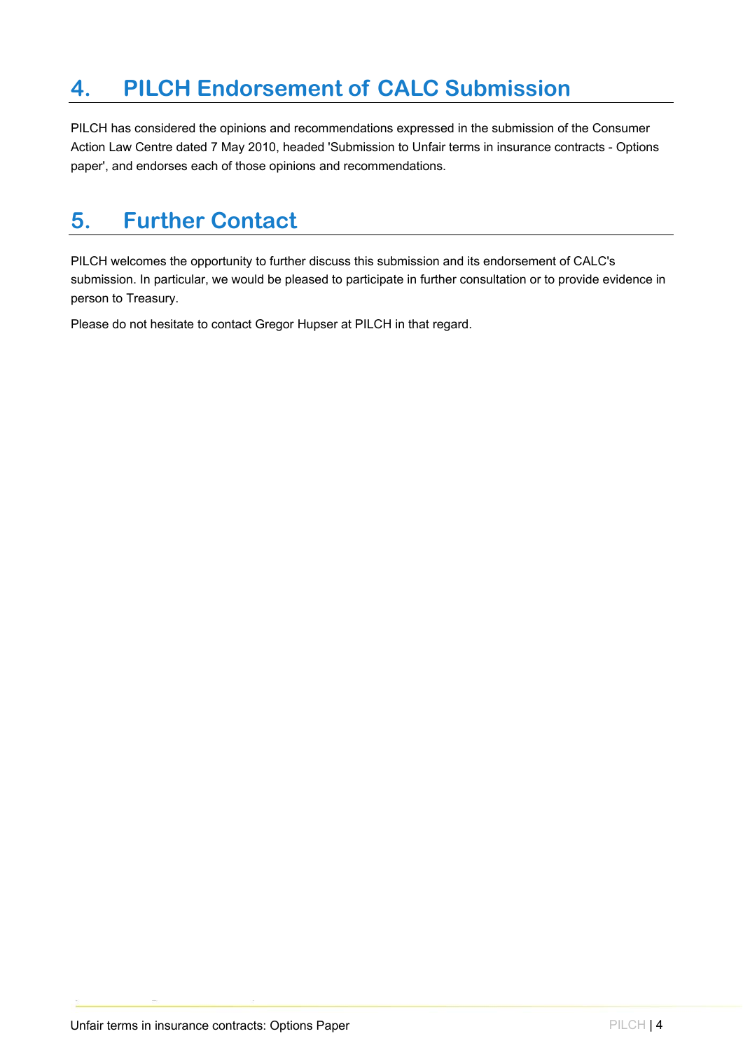# 4. PILCH Endorsement of CALC Submission

PILCH has considered the opinions and recommendations expressed in the submission of the Consumer Action Law Centre dated 7 May 2010, headed 'Submission to Unfair terms in insurance contracts - Options paper', and endorses each of those opinions and recommendations.

# 5. Further Contact

PILCH welcomes the opportunity to further discuss this submission and its endorsement of CALC's submission. In particular, we would be pleased to participate in further consultation or to provide evidence in person to Treasury.

Please do not hesitate to contact Gregor Hupser at PILCH in that regard.